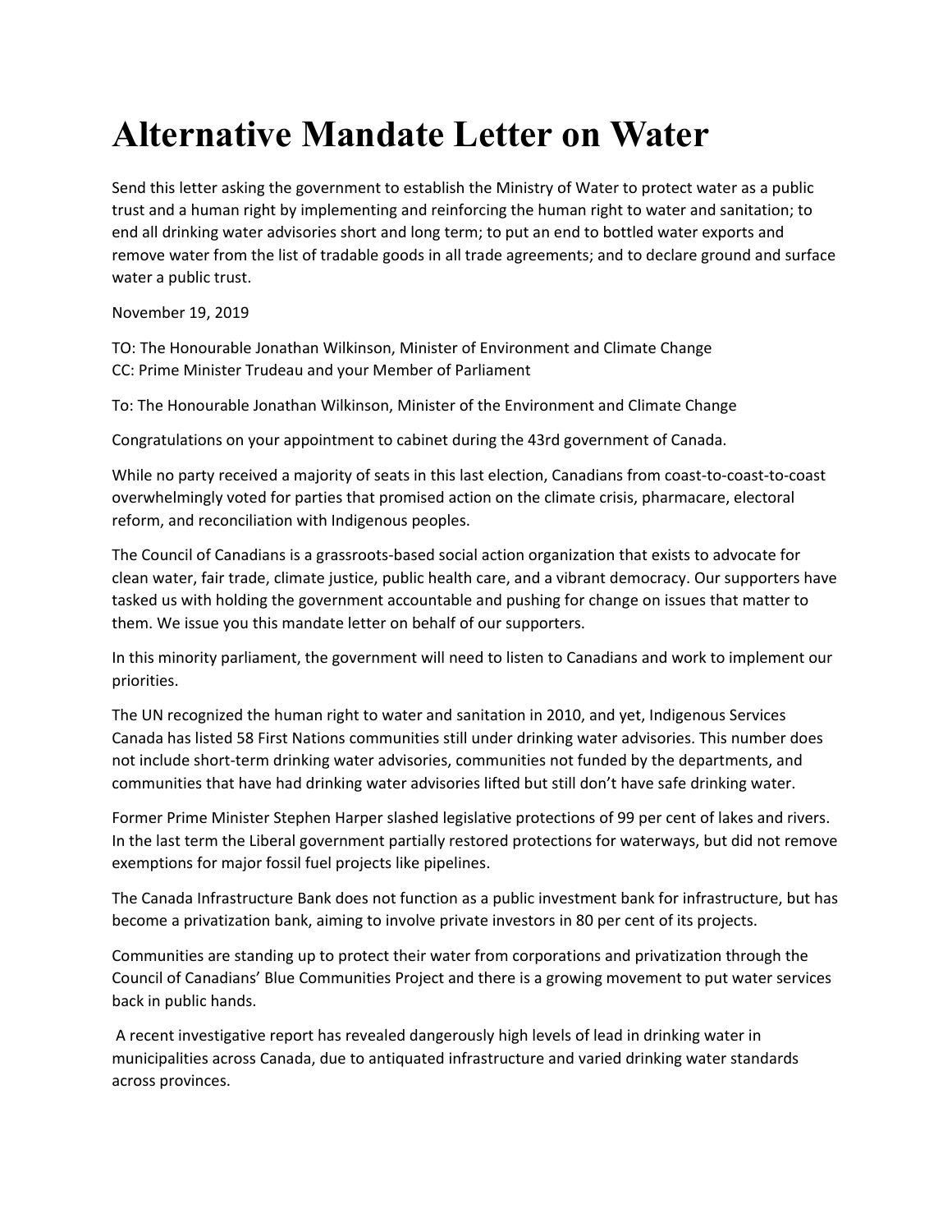# Alternative Mandate Letter on Water

Send this letter asking the government to establish the Ministry of Water to protect water as a public trust and a human right by implementing and reinforcing the human right to water and sanitation; to end all drinking water advisories short and long term; to put an end to bottled water exports and remove water from the list of tradable goods in all trade agreements; and to declare ground and surface water a public trust.

November 19, 2019

TO: The Honourable Jonathan Wilkinson, Minister of Environment and Climate Change
CC: Prime Minister Trudeau and your Member of Parliament

To: The Honourable Jonathan Wilkinson, Minister of the Environment and Climate Change

Congratulations on your appointment to cabinet during the 43rd government of Canada.

While no party received a majority of seats in this last election, Canadians from coast-to-coast-to-coast overwhelmingly voted for parties that promised action on the climate crisis, pharmacare, electoral reform, and reconciliation with Indigenous peoples.

The Council of Canadians is a grassroots-based social action organization that exists to advocate for clean water, fair trade, climate justice, public health care, and a vibrant democracy. Our supporters have tasked us with holding the government accountable and pushing for change on issues that matter to them. We issue you this mandate letter on behalf of our supporters.

In this minority parliament, the government will need to listen to Canadians and work to implement our priorities.

The UN recognized the human right to water and sanitation in 2010, and yet, Indigenous Services Canada has listed 58 First Nations communities still under drinking water advisories. This number does not include short-term drinking water advisories, communities not funded by the departments, and communities that have had drinking water advisories lifted but still don't have safe drinking water.

Former Prime Minister Stephen Harper slashed legislative protections of 99 per cent of lakes and rivers. In the last term the Liberal government partially restored protections for waterways, but did not remove exemptions for major fossil fuel projects like pipelines.

The Canada Infrastructure Bank does not function as a public investment bank for infrastructure, but has become a privatization bank, aiming to involve private investors in 80 per cent of its projects.

Communities are standing up to protect their water from corporations and privatization through the Council of Canadians' Blue Communities Project and there is a growing movement to put water services back in public hands.

A recent investigative report has revealed dangerously high levels of lead in drinking water in municipalities across Canada, due to antiquated infrastructure and varied drinking water standards across provinces.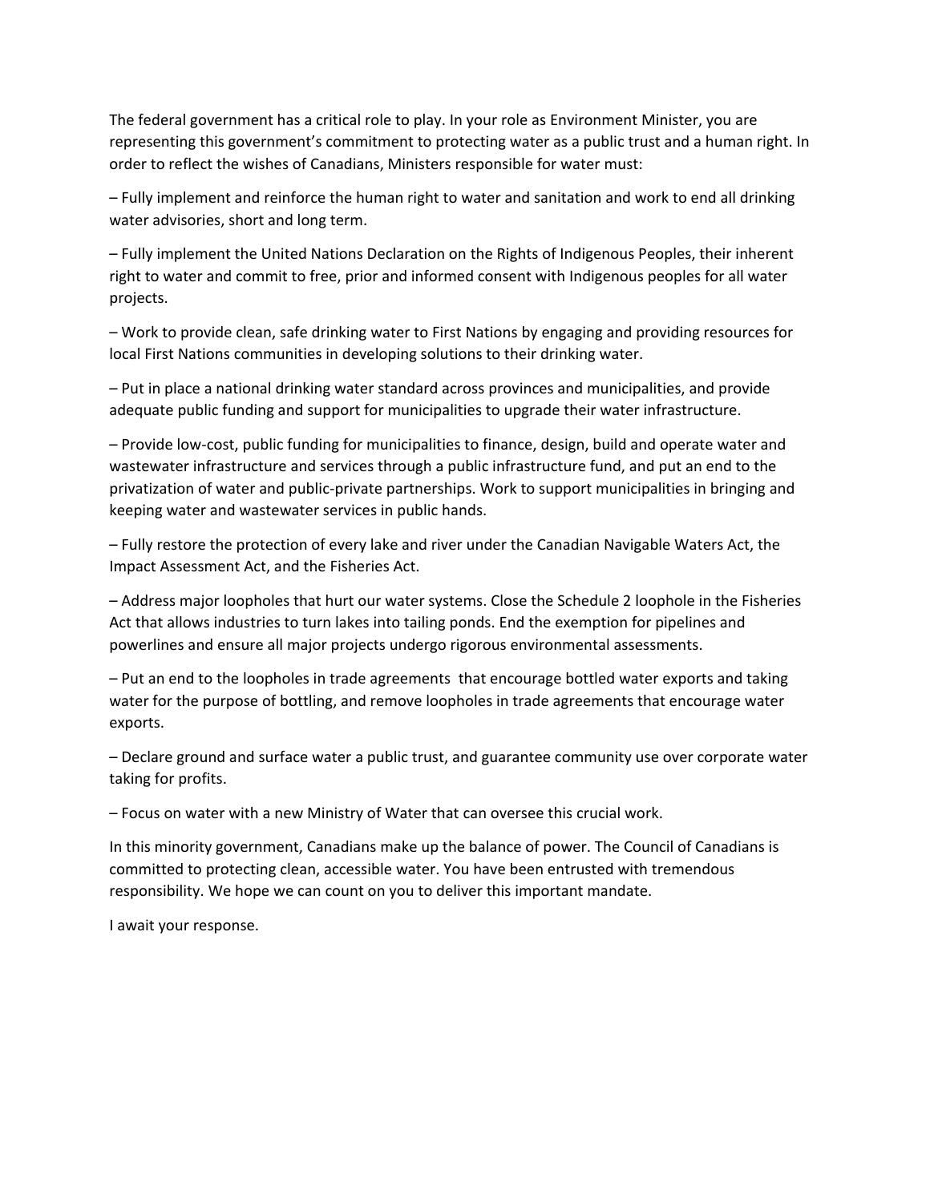The federal government has a critical role to play. In your role as Environment Minister, you are representing this government's commitment to protecting water as a public trust and a human right. In order to reflect the wishes of Canadians, Ministers responsible for water must:

– Fully implement and reinforce the human right to water and sanitation and work to end all drinking water advisories, short and long term.

– Fully implement the United Nations Declaration on the Rights of Indigenous Peoples, their inherent right to water and commit to free, prior and informed consent with Indigenous peoples for all water projects.

– Work to provide clean, safe drinking water to First Nations by engaging and providing resources for local First Nations communities in developing solutions to their drinking water.

– Put in place a national drinking water standard across provinces and municipalities, and provide adequate public funding and support for municipalities to upgrade their water infrastructure.

– Provide low-cost, public funding for municipalities to finance, design, build and operate water and wastewater infrastructure and services through a public infrastructure fund, and put an end to the privatization of water and public-private partnerships. Work to support municipalities in bringing and keeping water and wastewater services in public hands.

– Fully restore the protection of every lake and river under the Canadian Navigable Waters Act, the Impact Assessment Act, and the Fisheries Act.

– Address major loopholes that hurt our water systems. Close the Schedule 2 loophole in the Fisheries Act that allows industries to turn lakes into tailing ponds. End the exemption for pipelines and powerlines and ensure all major projects undergo rigorous environmental assessments.

– Put an end to the loopholes in trade agreements that encourage bottled water exports and taking water for the purpose of bottling, and remove loopholes in trade agreements that encourage water exports.

– Declare ground and surface water a public trust, and guarantee community use over corporate water taking for profits.

– Focus on water with a new Ministry of Water that can oversee this crucial work.

In this minority government, Canadians make up the balance of power. The Council of Canadians is committed to protecting clean, accessible water. You have been entrusted with tremendous responsibility. We hope we can count on you to deliver this important mandate.

I await your response.